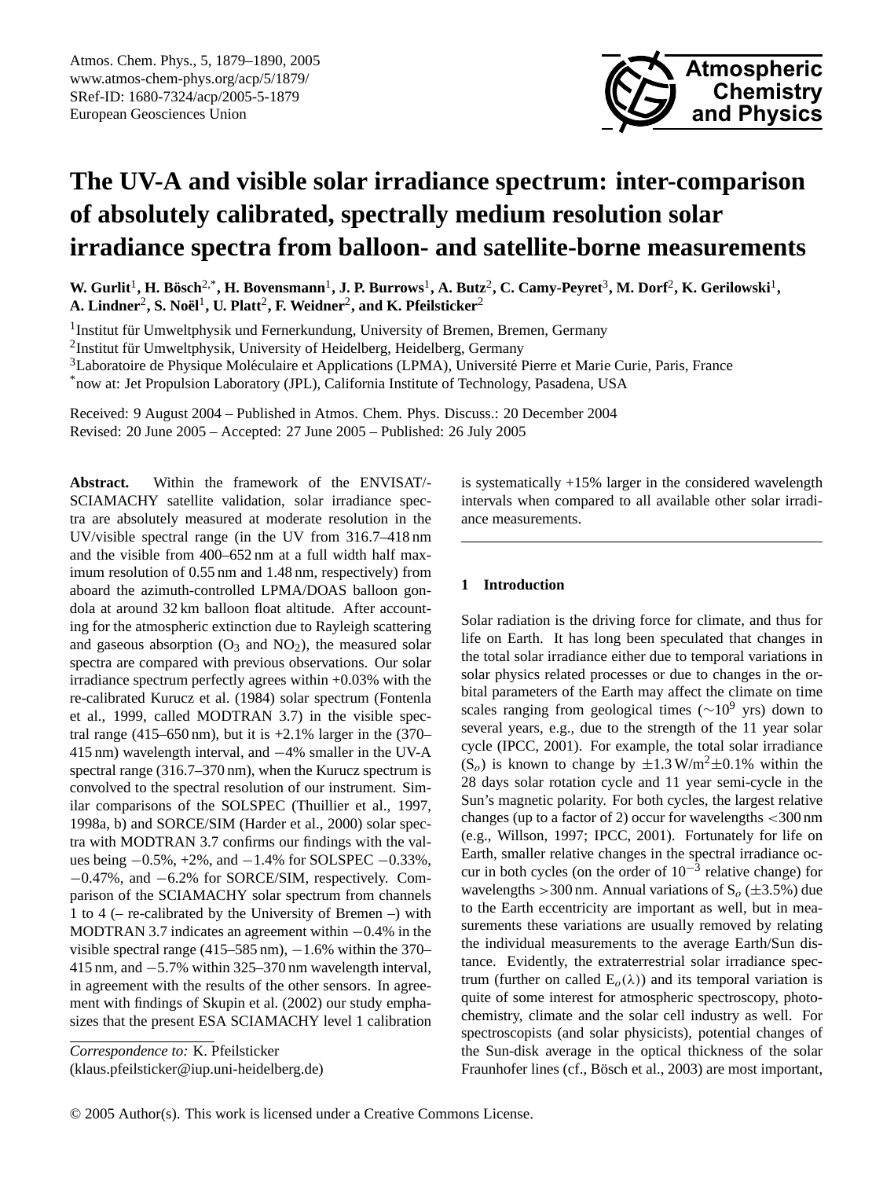# The UV-A and visible solar irradiance spectrum: inter-comparison of absolutely calibrated, spectrally medium resolution solar irradiance spectra from balloon- and satellite-borne measurements

**W. Gurlit[1], H. Bösch[2,*], H. Bovensmann[1], J. P. Burrows[1], A. Butz[2], C. Camy-Peyret[3], M. Dorf[2], K. Gerilowski[1], A. Lindner[2], S. Noël[1], U. Platt[2], F. Weidner[2], and K. Pfeilsticker[2]**

[1]Institut für Umweltphysik und Fernerkundung, University of Bremen, Bremen, Germany

[2]Institut für Umweltphysik, University of Heidelberg, Heidelberg, Germany

[3]Laboratoire de Physique Moléculaire et Applications (LPMA), Université Pierre et Marie Curie, Paris, France

[*]now at: Jet Propulsion Laboratory (JPL), California Institute of Technology, Pasadena, USA

Received: 9 August 2004 – Published in Atmos. Chem. Phys. Discuss.: 20 December 2004
Revised: 20 June 2005 – Accepted: 27 June 2005 – Published: 26 July 2005

**Abstract.** Within the framework of the ENVISAT/-SCIAMACHY satellite validation, solar irradiance spectra are absolutely measured at moderate resolution in the UV/visible spectral range (in the UV from 316.7–418 nm and the visible from 400–652 nm at a full width half maximum resolution of 0.55 nm and 1.48 nm, respectively) from aboard the azimuth-controlled LPMA/DOAS balloon gondola at around 32 km balloon float altitude. After accounting for the atmospheric extinction due to Rayleigh scattering and gaseous absorption ($O_3$ and $NO_2$), the measured solar spectra are compared with previous observations. Our solar irradiance spectrum perfectly agrees within +0.03% with the re-calibrated Kurucz et al. (1984) solar spectrum (Fontenla et al., 1999, called MODTRAN 3.7) in the visible spectral range (415–650 nm), but it is +2.1% larger in the (370–415 nm) wavelength interval, and −4% smaller in the UV-A spectral range (316.7–370 nm), when the Kurucz spectrum is convolved to the spectral resolution of our instrument. Similar comparisons of the SOLSPEC (Thuillier et al., 1997, 1998a, b) and SORCE/SIM (Harder et al., 2000) solar spectra with MODTRAN 3.7 confirms our findings with the values being −0.5%, +2%, and −1.4% for SOLSPEC −0.33%, −0.47%, and −6.2% for SORCE/SIM, respectively. Comparison of the SCIAMACHY solar spectrum from channels 1 to 4 (– re-calibrated by the University of Bremen –) with MODTRAN 3.7 indicates an agreement within −0.4% in the visible spectral range (415–585 nm), −1.6% within the 370–415 nm, and −5.7% within 325–370 nm wavelength interval, in agreement with the results of the other sensors. In agreement with findings of Skupin et al. (2002) our study emphasizes that the present ESA SCIAMACHY level 1 calibration is systematically +15% larger in the considered wavelength intervals when compared to all available other solar irradiance measurements.

*Correspondence to:* K. Pfeilsticker
(klaus.pfeilsticker@iup.uni-heidelberg.de)

## 1 Introduction

Solar radiation is the driving force for climate, and thus for life on Earth. It has long been speculated that changes in the total solar irradiance either due to temporal variations in solar physics related processes or due to changes in the orbital parameters of the Earth may affect the climate on time scales ranging from geological times ($\sim 10^9$ yrs) down to several years, e.g., due to the strength of the 11 year solar cycle (IPCC, 2001). For example, the total solar irradiance ($S_o$) is known to change by $\pm 1.3\,W/m^2 \pm 0.1\%$ within the 28 days solar rotation cycle and 11 year semi-cycle in the Sun's magnetic polarity. For both cycles, the largest relative changes (up to a factor of 2) occur for wavelengths <300 nm (e.g., Willson, 1997; IPCC, 2001). Fortunately for life on Earth, smaller relative changes in the spectral irradiance occur in both cycles (on the order of $10^{-3}$ relative change) for wavelengths >300 nm. Annual variations of $S_o$ ($\pm 3.5\%$) due to the Earth eccentricity are important as well, but in measurements these variations are usually removed by relating the individual measurements to the average Earth/Sun distance. Evidently, the extraterrestrial solar irradiance spectrum (further on called $E_o(\lambda)$) and its temporal variation is quite of some interest for atmospheric spectroscopy, photochemistry, climate and the solar cell industry as well. For spectroscopists (and solar physicists), potential changes of the Sun-disk average in the optical thickness of the solar Fraunhofer lines (cf., Bösch et al., 2003) are most important,

© 2005 Author(s). This work is licensed under a Creative Commons License.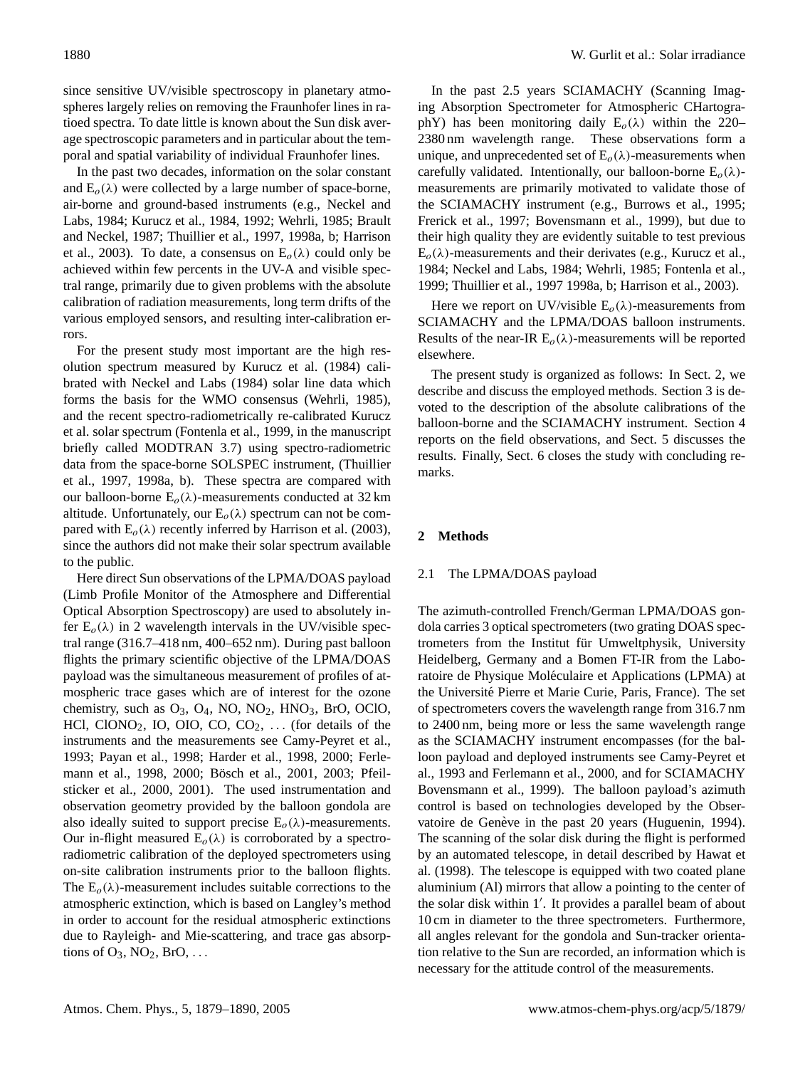since sensitive UV/visible spectroscopy in planetary atmospheres largely relies on removing the Fraunhofer lines in ratioed spectra. To date little is known about the Sun disk average spectroscopic parameters and in particular about the temporal and spatial variability of individual Fraunhofer lines.

In the past two decades, information on the solar constant and $E_o(\lambda)$ were collected by a large number of space-borne, air-borne and ground-based instruments (e.g., Neckel and Labs, 1984; Kurucz et al., 1984, 1992; Wehrli, 1985; Brault and Neckel, 1987; Thuillier et al., 1997, 1998a, b; Harrison et al., 2003). To date, a consensus on $E_o(\lambda)$ could only be achieved within few percents in the UV-A and visible spectral range, primarily due to given problems with the absolute calibration of radiation measurements, long term drifts of the various employed sensors, and resulting inter-calibration errors.

For the present study most important are the high resolution spectrum measured by Kurucz et al. (1984) calibrated with Neckel and Labs (1984) solar line data which forms the basis for the WMO consensus (Wehrli, 1985), and the recent spectro-radiometrically re-calibrated Kurucz et al. solar spectrum (Fontenla et al., 1999, in the manuscript briefly called MODTRAN 3.7) using spectro-radiometric data from the space-borne SOLSPEC instrument, (Thuillier et al., 1997, 1998a, b). These spectra are compared with our balloon-borne $E_o(\lambda)$-measurements conducted at 32 km altitude. Unfortunately, our $E_o(\lambda)$ spectrum can not be compared with $E_o(\lambda)$ recently inferred by Harrison et al. (2003), since the authors did not make their solar spectrum available to the public.

Here direct Sun observations of the LPMA/DOAS payload (Limb Profile Monitor of the Atmosphere and Differential Optical Absorption Spectroscopy) are used to absolutely infer $E_o(\lambda)$ in 2 wavelength intervals in the UV/visible spectral range (316.7–418 nm, 400–652 nm). During past balloon flights the primary scientific objective of the LPMA/DOAS payload was the simultaneous measurement of profiles of atmospheric trace gases which are of interest for the ozone chemistry, such as $O_3$, $O_4$, NO, $NO_2$, $HNO_3$, BrO, OClO, HCl, $ClONO_2$, IO, OIO, CO, $CO_2$, ... (for details of the instruments and the measurements see Camy-Peyret et al., 1993; Payan et al., 1998; Harder et al., 1998, 2000; Ferlemann et al., 1998, 2000; Bösch et al., 2001, 2003; Pfeilsticker et al., 2000, 2001). The used instrumentation and observation geometry provided by the balloon gondola are also ideally suited to support precise $E_o(\lambda)$-measurements. Our in-flight measured $E_o(\lambda)$ is corroborated by a spectro-radiometric calibration of the deployed spectrometers using on-site calibration instruments prior to the balloon flights. The $E_o(\lambda)$-measurement includes suitable corrections to the atmospheric extinction, which is based on Langley's method in order to account for the residual atmospheric extinctions due to Rayleigh- and Mie-scattering, and trace gas absorptions of $O_3$, $NO_2$, BrO, ...

In the past 2.5 years SCIAMACHY (Scanning Imaging Absorption Spectrometer for Atmospheric CHartographY) has been monitoring daily $E_o(\lambda)$ within the 220–2380 nm wavelength range. These observations form a unique, and unprecedented set of $E_o(\lambda)$-measurements when carefully validated. Intentionally, our balloon-borne $E_o(\lambda)$-measurements are primarily motivated to validate those of the SCIAMACHY instrument (e.g., Burrows et al., 1995; Frerick et al., 1997; Bovensmann et al., 1999), but due to their high quality they are evidently suitable to test previous $E_o(\lambda)$-measurements and their derivates (e.g., Kurucz et al., 1984; Neckel and Labs, 1984; Wehrli, 1985; Fontenla et al., 1999; Thuillier et al., 1997 1998a, b; Harrison et al., 2003).

Here we report on UV/visible $E_o(\lambda)$-measurements from SCIAMACHY and the LPMA/DOAS balloon instruments. Results of the near-IR $E_o(\lambda)$-measurements will be reported elsewhere.

The present study is organized as follows: In Sect. 2, we describe and discuss the employed methods. Section 3 is devoted to the description of the absolute calibrations of the balloon-borne and the SCIAMACHY instrument. Section 4 reports on the field observations, and Sect. 5 discusses the results. Finally, Sect. 6 closes the study with concluding remarks.

## 2 Methods

### 2.1 The LPMA/DOAS payload

The azimuth-controlled French/German LPMA/DOAS gondola carries 3 optical spectrometers (two grating DOAS spectrometers from the Institut für Umweltphysik, University Heidelberg, Germany and a Bomen FT-IR from the Laboratoire de Physique Moléculaire et Applications (LPMA) at the Université Pierre et Marie Curie, Paris, France). The set of spectrometers covers the wavelength range from 316.7 nm to 2400 nm, being more or less the same wavelength range as the SCIAMACHY instrument encompasses (for the balloon payload and deployed instruments see Camy-Peyret et al., 1993 and Ferlemann et al., 2000, and for SCIAMACHY Bovensmann et al., 1999). The balloon payload's azimuth control is based on technologies developed by the Observatoire de Genève in the past 20 years (Huguenin, 1994). The scanning of the solar disk during the flight is performed by an automated telescope, in detail described by Hawat et al. (1998). The telescope is equipped with two coated plane aluminium (Al) mirrors that allow a pointing to the center of the solar disk within $1'$. It provides a parallel beam of about 10 cm in diameter to the three spectrometers. Furthermore, all angles relevant for the gondola and Sun-tracker orientation relative to the Sun are recorded, an information which is necessary for the attitude control of the measurements.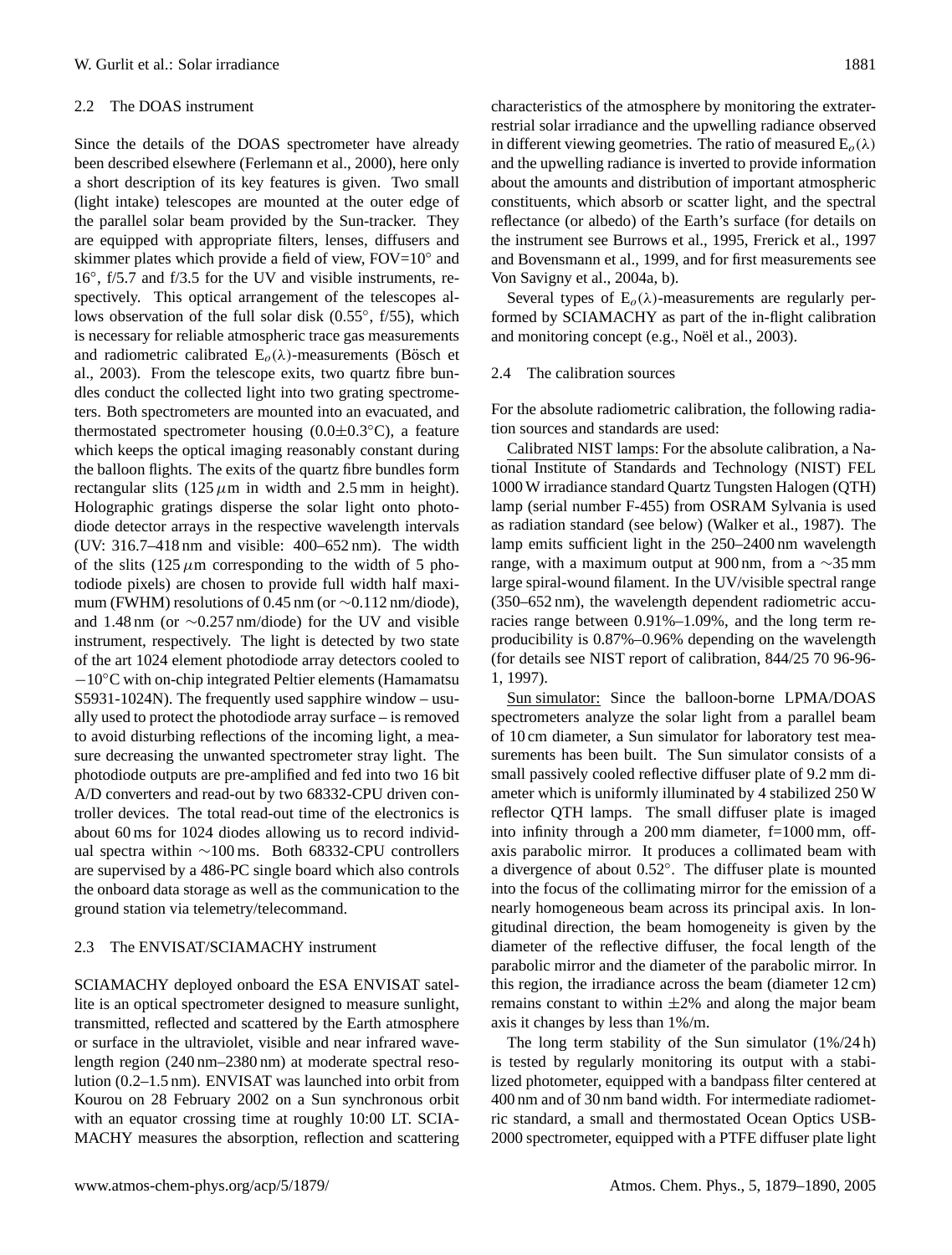### 2.2 The DOAS instrument

Since the details of the DOAS spectrometer have already been described elsewhere (Ferlemann et al., 2000), here only a short description of its key features is given. Two small (light intake) telescopes are mounted at the outer edge of the parallel solar beam provided by the Sun-tracker. They are equipped with appropriate filters, lenses, diffusers and skimmer plates which provide a field of view, FOV=10° and 16°, f/5.7 and f/3.5 for the UV and visible instruments, respectively. This optical arrangement of the telescopes allows observation of the full solar disk (0.55°, f/55), which is necessary for reliable atmospheric trace gas measurements and radiometric calibrated $E_o(\lambda)$-measurements (Bösch et al., 2003). From the telescope exits, two quartz fibre bundles conduct the collected light into two grating spectrometers. Both spectrometers are mounted into an evacuated, and thermostated spectrometer housing (0.0±0.3°C), a feature which keeps the optical imaging reasonably constant during the balloon flights. The exits of the quartz fibre bundles form rectangular slits (125 $\mu$m in width and 2.5 mm in height). Holographic gratings disperse the solar light onto photodiode detector arrays in the respective wavelength intervals (UV: 316.7–418 nm and visible: 400–652 nm). The width of the slits (125 $\mu$m corresponding to the width of 5 photodiode pixels) are chosen to provide full width half maximum (FWHM) resolutions of 0.45 nm (or ∼0.112 nm/diode), and 1.48 nm (or ∼0.257 nm/diode) for the UV and visible instrument, respectively. The light is detected by two state of the art 1024 element photodiode array detectors cooled to −10°C with on-chip integrated Peltier elements (Hamamatsu S5931-1024N). The frequently used sapphire window – usually used to protect the photodiode array surface – is removed to avoid disturbing reflections of the incoming light, a measure decreasing the unwanted spectrometer stray light. The photodiode outputs are pre-amplified and fed into two 16 bit A/D converters and read-out by two 68332-CPU driven controller devices. The total read-out time of the electronics is about 60 ms for 1024 diodes allowing us to record individual spectra within ∼100 ms. Both 68332-CPU controllers are supervised by a 486-PC single board which also controls the onboard data storage as well as the communication to the ground station via telemetry/telecommand.

### 2.3 The ENVISAT/SCIAMACHY instrument

SCIAMACHY deployed onboard the ESA ENVISAT satellite is an optical spectrometer designed to measure sunlight, transmitted, reflected and scattered by the Earth atmosphere or surface in the ultraviolet, visible and near infrared wavelength region (240 nm–2380 nm) at moderate spectral resolution (0.2–1.5 nm). ENVISAT was launched into orbit from Kourou on 28 February 2002 on a Sun synchronous orbit with an equator crossing time at roughly 10:00 LT. SCIAMACHY measures the absorption, reflection and scattering characteristics of the atmosphere by monitoring the extraterrestrial solar irradiance and the upwelling radiance observed in different viewing geometries. The ratio of measured $E_o(\lambda)$ and the upwelling radiance is inverted to provide information about the amounts and distribution of important atmospheric constituents, which absorb or scatter light, and the spectral reflectance (or albedo) of the Earth's surface (for details on the instrument see Burrows et al., 1995, Frerick et al., 1997 and Bovensmann et al., 1999, and for first measurements see Von Savigny et al., 2004a, b).

Several types of $E_o(\lambda)$-measurements are regularly performed by SCIAMACHY as part of the in-flight calibration and monitoring concept (e.g., Noël et al., 2003).

### 2.4 The calibration sources

For the absolute radiometric calibration, the following radiation sources and standards are used:

Calibrated NIST lamps: For the absolute calibration, a National Institute of Standards and Technology (NIST) FEL 1000 W irradiance standard Quartz Tungsten Halogen (QTH) lamp (serial number F-455) from OSRAM Sylvania is used as radiation standard (see below) (Walker et al., 1987). The lamp emits sufficient light in the 250–2400 nm wavelength range, with a maximum output at 900 nm, from a ∼35 mm large spiral-wound filament. In the UV/visible spectral range (350–652 nm), the wavelength dependent radiometric accuracies range between 0.91%–1.09%, and the long term reproducibility is 0.87%–0.96% depending on the wavelength (for details see NIST report of calibration, 844/25 70 96-96-1, 1997).

Sun simulator: Since the balloon-borne LPMA/DOAS spectrometers analyze the solar light from a parallel beam of 10 cm diameter, a Sun simulator for laboratory test measurements has been built. The Sun simulator consists of a small passively cooled reflective diffuser plate of 9.2 mm diameter which is uniformly illuminated by 4 stabilized 250 W reflector QTH lamps. The small diffuser plate is imaged into infinity through a 200 mm diameter, f=1000 mm, off-axis parabolic mirror. It produces a collimated beam with a divergence of about 0.52°. The diffuser plate is mounted into the focus of the collimating mirror for the emission of a nearly homogeneous beam across its principal axis. In longitudinal direction, the beam homogeneity is given by the diameter of the reflective diffuser, the focal length of the parabolic mirror and the diameter of the parabolic mirror. In this region, the irradiance across the beam (diameter 12 cm) remains constant to within ±2% and along the major beam axis it changes by less than 1%/m.

The long term stability of the Sun simulator (1%/24 h) is tested by regularly monitoring its output with a stabilized photometer, equipped with a bandpass filter centered at 400 nm and of 30 nm band width. For intermediate radiometric standard, a small and thermostated Ocean Optics USB-2000 spectrometer, equipped with a PTFE diffuser plate light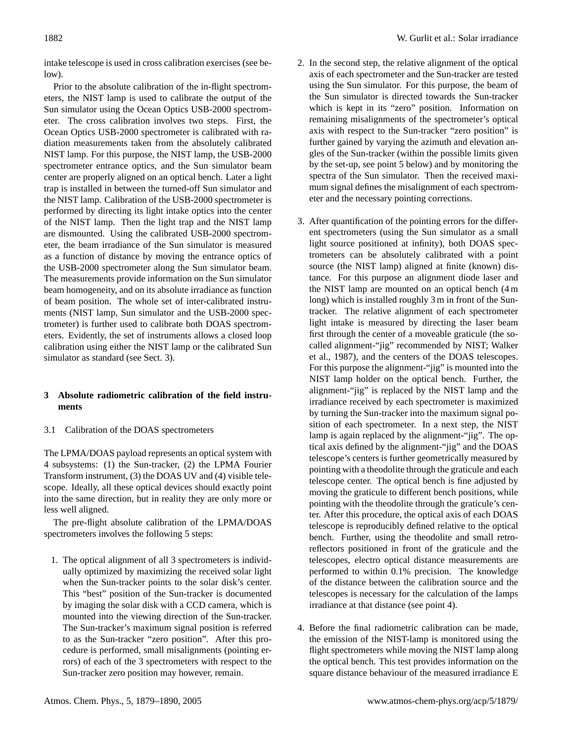intake telescope is used in cross calibration exercises (see below).

Prior to the absolute calibration of the in-flight spectrometers, the NIST lamp is used to calibrate the output of the Sun simulator using the Ocean Optics USB-2000 spectrometer. The cross calibration involves two steps. First, the Ocean Optics USB-2000 spectrometer is calibrated with radiation measurements taken from the absolutely calibrated NIST lamp. For this purpose, the NIST lamp, the USB-2000 spectrometer entrance optics, and the Sun simulator beam center are properly aligned on an optical bench. Later a light trap is installed in between the turned-off Sun simulator and the NIST lamp. Calibration of the USB-2000 spectrometer is performed by directing its light intake optics into the center of the NIST lamp. Then the light trap and the NIST lamp are dismounted. Using the calibrated USB-2000 spectrometer, the beam irradiance of the Sun simulator is measured as a function of distance by moving the entrance optics of the USB-2000 spectrometer along the Sun simulator beam. The measurements provide information on the Sun simulator beam homogeneity, and on its absolute irradiance as function of beam position. The whole set of inter-calibrated instruments (NIST lamp, Sun simulator and the USB-2000 spectrometer) is further used to calibrate both DOAS spectrometers. Evidently, the set of instruments allows a closed loop calibration using either the NIST lamp or the calibrated Sun simulator as standard (see Sect. 3).

## 3 Absolute radiometric calibration of the field instruments

### 3.1 Calibration of the DOAS spectrometers

The LPMA/DOAS payload represents an optical system with 4 subsystems: (1) the Sun-tracker, (2) the LPMA Fourier Transform instrument, (3) the DOAS UV and (4) visible telescope. Ideally, all these optical devices should exactly point into the same direction, but in reality they are only more or less well aligned.

The pre-flight absolute calibration of the LPMA/DOAS spectrometers involves the following 5 steps:

1. The optical alignment of all 3 spectrometers is individually optimized by maximizing the received solar light when the Sun-tracker points to the solar disk's center. This "best" position of the Sun-tracker is documented by imaging the solar disk with a CCD camera, which is mounted into the viewing direction of the Sun-tracker. The Sun-tracker's maximum signal position is referred to as the Sun-tracker "zero position". After this procedure is performed, small misalignments (pointing errors) of each of the 3 spectrometers with respect to the Sun-tracker zero position may however, remain.

2. In the second step, the relative alignment of the optical axis of each spectrometer and the Sun-tracker are tested using the Sun simulator. For this purpose, the beam of the Sun simulator is directed towards the Sun-tracker which is kept in its "zero" position. Information on remaining misalignments of the spectrometer's optical axis with respect to the Sun-tracker "zero position" is further gained by varying the azimuth and elevation angles of the Sun-tracker (within the possible limits given by the set-up, see point 5 below) and by monitoring the spectra of the Sun simulator. Then the received maximum signal defines the misalignment of each spectrometer and the necessary pointing corrections.

3. After quantification of the pointing errors for the different spectrometers (using the Sun simulator as a small light source positioned at infinity), both DOAS spectrometers can be absolutely calibrated with a point source (the NIST lamp) aligned at finite (known) distance. For this purpose an alignment diode laser and the NIST lamp are mounted on an optical bench (4 m long) which is installed roughly 3 m in front of the Sun-tracker. The relative alignment of each spectrometer light intake is measured by directing the laser beam first through the center of a moveable graticule (the so-called alignment-"jig" recommended by NIST; Walker et al., 1987), and the centers of the DOAS telescopes. For this purpose the alignment-"jig" is mounted into the NIST lamp holder on the optical bench. Further, the alignment-"jig" is replaced by the NIST lamp and the irradiance received by each spectrometer is maximized by turning the Sun-tracker into the maximum signal position of each spectrometer. In a next step, the NIST lamp is again replaced by the alignment-"jig". The optical axis defined by the alignment-"jig" and the DOAS telescope's centers is further geometrically measured by pointing with a theodolite through the graticule and each telescope center. The optical bench is fine adjusted by moving the graticule to different bench positions, while pointing with the theodolite through the graticule's center. After this procedure, the optical axis of each DOAS telescope is reproducibly defined relative to the optical bench. Further, using the theodolite and small retro-reflectors positioned in front of the graticule and the telescopes, electro optical distance measurements are performed to within 0.1% precision. The knowledge of the distance between the calibration source and the telescopes is necessary for the calculation of the lamps irradiance at that distance (see point 4).

4. Before the final radiometric calibration can be made, the emission of the NIST-lamp is monitored using the flight spectrometers while moving the NIST lamp along the optical bench. This test provides information on the square distance behaviour of the measured irradiance E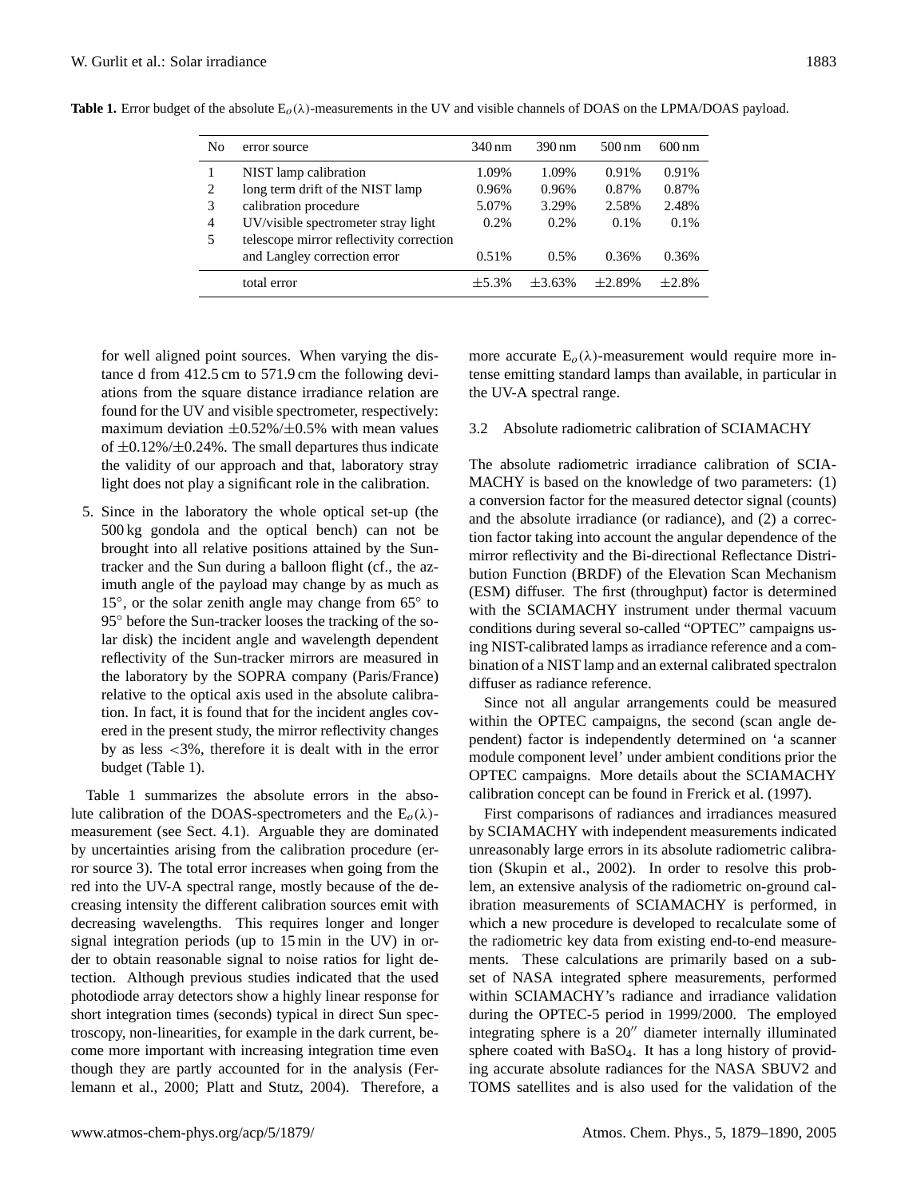**Table 1.** Error budget of the absolute $E_o(\lambda)$-measurements in the UV and visible channels of DOAS on the LPMA/DOAS payload.

| No | error source | 340 nm | 390 nm | 500 nm | 600 nm |
|---|---|---|---|---|---|
| 1 | NIST lamp calibration | 1.09% | 1.09% | 0.91% | 0.91% |
| 2 | long term drift of the NIST lamp | 0.96% | 0.96% | 0.87% | 0.87% |
| 3 | calibration procedure | 5.07% | 3.29% | 2.58% | 2.48% |
| 4 | UV/visible spectrometer stray light | 0.2% | 0.2% | 0.1% | 0.1% |
| 5 | telescope mirror reflectivity correction and Langley correction error | 0.51% | 0.5% | 0.36% | 0.36% |
| | total error | ±5.3% | ±3.63% | ±2.89% | ±2.8% |

for well aligned point sources. When varying the distance d from 412.5 cm to 571.9 cm the following deviations from the square distance irradiance relation are found for the UV and visible spectrometer, respectively: maximum deviation ±0.52%/±0.5% with mean values of ±0.12%/±0.24%. The small departures thus indicate the validity of our approach and that, laboratory stray light does not play a significant role in the calibration.

5. Since in the laboratory the whole optical set-up (the 500 kg gondola and the optical bench) can not be brought into all relative positions attained by the Sun-tracker and the Sun during a balloon flight (cf., the azimuth angle of the payload may change by as much as 15°, or the solar zenith angle may change from 65° to 95° before the Sun-tracker looses the tracking of the solar disk) the incident angle and wavelength dependent reflectivity of the Sun-tracker mirrors are measured in the laboratory by the SOPRA company (Paris/France) relative to the optical axis used in the absolute calibration. In fact, it is found that for the incident angles covered in the present study, the mirror reflectivity changes by as less <3%, therefore it is dealt with in the error budget (Table 1).

Table 1 summarizes the absolute errors in the absolute calibration of the DOAS-spectrometers and the $E_o(\lambda)$-measurement (see Sect. 4.1). Arguable they are dominated by uncertainties arising from the calibration procedure (error source 3). The total error increases when going from the red into the UV-A spectral range, mostly because of the decreasing intensity the different calibration sources emit with decreasing wavelengths. This requires longer and longer signal integration periods (up to 15 min in the UV) in order to obtain reasonable signal to noise ratios for light detection. Although previous studies indicated that the used photodiode array detectors show a highly linear response for short integration times (seconds) typical in direct Sun spectroscopy, non-linearities, for example in the dark current, become more important with increasing integration time even though they are partly accounted for in the analysis (Ferlemann et al., 2000; Platt and Stutz, 2004). Therefore, a more accurate $E_o(\lambda)$-measurement would require more intense emitting standard lamps than available, in particular in the UV-A spectral range.

### 3.2 Absolute radiometric calibration of SCIAMACHY

The absolute radiometric irradiance calibration of SCIAMACHY is based on the knowledge of two parameters: (1) a conversion factor for the measured detector signal (counts) and the absolute irradiance (or radiance), and (2) a correction factor taking into account the angular dependence of the mirror reflectivity and the Bi-directional Reflectance Distribution Function (BRDF) of the Elevation Scan Mechanism (ESM) diffuser. The first (throughput) factor is determined with the SCIAMACHY instrument under thermal vacuum conditions during several so-called "OPTEC" campaigns using NIST-calibrated lamps as irradiance reference and a combination of a NIST lamp and an external calibrated spectralon diffuser as radiance reference.

Since not all angular arrangements could be measured within the OPTEC campaigns, the second (scan angle dependent) factor is independently determined on 'a scanner module component level' under ambient conditions prior the OPTEC campaigns. More details about the SCIAMACHY calibration concept can be found in Frerick et al. (1997).

First comparisons of radiances and irradiances measured by SCIAMACHY with independent measurements indicated unreasonably large errors in its absolute radiometric calibration (Skupin et al., 2002). In order to resolve this problem, an extensive analysis of the radiometric on-ground calibration measurements of SCIAMACHY is performed, in which a new procedure is developed to recalculate some of the radiometric key data from existing end-to-end measurements. These calculations are primarily based on a subset of NASA integrated sphere measurements, performed within SCIAMACHY's radiance and irradiance validation during the OPTEC-5 period in 1999/2000. The employed integrating sphere is a 20″ diameter internally illuminated sphere coated with $BaSO_4$. It has a long history of providing accurate absolute radiances for the NASA SBUV2 and TOMS satellites and is also used for the validation of the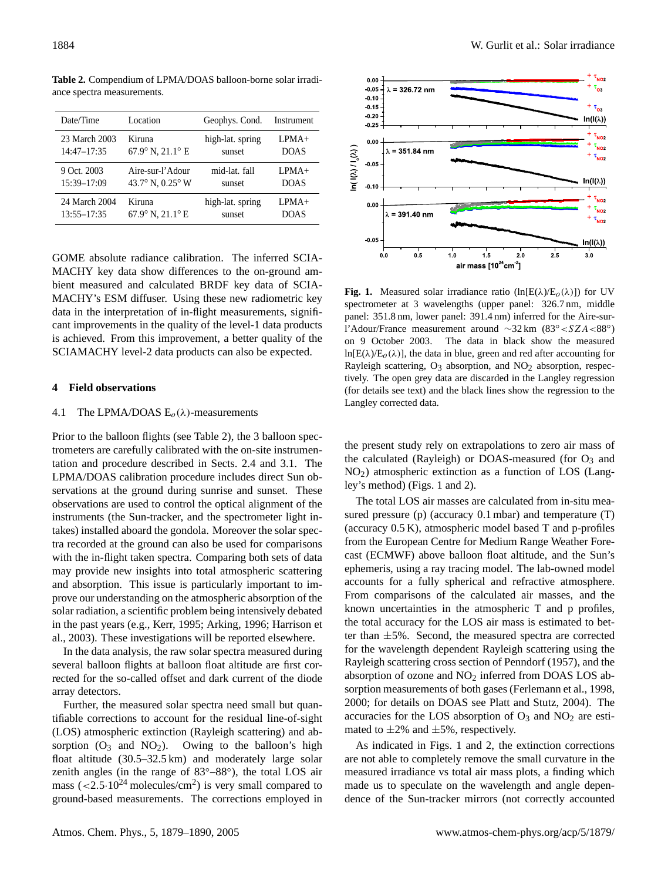**Table 2.** Compendium of LPMA/DOAS balloon-borne solar irradiance spectra measurements.

| Date/Time | Location | Geophys. Cond. | Instrument |
|---|---|---|---|
| 23 March 2003 14:47–17:35 | Kiruna 67.9° N, 21.1° E | high-lat. spring sunset | LPMA+ DOAS |
| 9 Oct. 2003 15:39–17:09 | Aire-sur-l'Adour 43.7° N, 0.25° W | mid-lat. fall sunset | LPMA+ DOAS |
| 24 March 2004 13:55–17:35 | Kiruna 67.9° N, 21.1° E | high-lat. spring sunset | LPMA+ DOAS |

GOME absolute radiance calibration. The inferred SCIAMACHY key data show differences to the on-ground ambient measured and calculated BRDF key data of SCIAMACHY's ESM diffuser. Using these new radiometric key data in the interpretation of in-flight measurements, significant improvements in the quality of the level-1 data products is achieved. From this improvement, a better quality of the SCIAMACHY level-2 data products can also be expected.

## 4 Field observations

### 4.1 The LPMA/DOAS $E_o(\lambda)$-measurements

Prior to the balloon flights (see Table 2), the 3 balloon spectrometers are carefully calibrated with the on-site instrumentation and procedure described in Sects. 2.4 and 3.1. The LPMA/DOAS calibration procedure includes direct Sun observations at the ground during sunrise and sunset. These observations are used to control the optical alignment of the instruments (the Sun-tracker, and the spectrometer light intakes) installed aboard the gondola. Moreover the solar spectra recorded at the ground can also be used for comparisons with the in-flight taken spectra. Comparing both sets of data may provide new insights into total atmospheric scattering and absorption. This issue is particularly important to improve our understanding on the atmospheric absorption of the solar radiation, a scientific problem being intensively debated in the past years (e.g., Kerr, 1995; Arking, 1996; Harrison et al., 2003). These investigations will be reported elsewhere.

In the data analysis, the raw solar spectra measured during several balloon flights at balloon float altitude are first corrected for the so-called offset and dark current of the diode array detectors.

Further, the measured solar spectra need small but quantifiable corrections to account for the residual line-of-sight (LOS) atmospheric extinction (Rayleigh scattering) and absorption ($O_3$ and $NO_2$). Owing to the balloon's high float altitude (30.5–32.5 km) and moderately large solar zenith angles (in the range of 83°–88°), the total LOS air mass ($<2.5\cdot10^{24}$ molecules/cm$^2$) is very small compared to ground-based measurements. The corrections employed in the present study rely on extrapolations to zero air mass of the calculated (Rayleigh) or DOAS-measured (for $O_3$ and $NO_2$) atmospheric extinction as a function of LOS (Langley's method) (Figs. 1 and 2).

**Fig. 1.** Measured solar irradiance ratio ($\ln[E(\lambda)/E_o(\lambda)]$) for UV spectrometer at 3 wavelengths (upper panel: 326.7 nm, middle panel: 351.8 nm, lower panel: 391.4 nm) inferred for the Aire-sur-l'Adour/France measurement around ~32 km ($83°<SZA<88°$) on 9 October 2003. The data in black show the measured $\ln[E(\lambda)/E_o(\lambda)]$, the data in blue, green and red after accounting for Rayleigh scattering, $O_3$ absorption, and $NO_2$ absorption, respectively. The open grey data are discarded in the Langley regression (for details see text) and the black lines show the regression to the Langley corrected data.

The total LOS air masses are calculated from in-situ measured pressure (p) (accuracy 0.1 mbar) and temperature (T) (accuracy 0.5 K), atmospheric model based T and p-profiles from the European Centre for Medium Range Weather Forecast (ECMWF) above balloon float altitude, and the Sun's ephemeris, using a ray tracing model. The lab-owned model accounts for a fully spherical and refractive atmosphere. From comparisons of the calculated air masses, and the known uncertainties in the atmospheric T and p profiles, the total accuracy for the LOS air mass is estimated to better than ±5%. Second, the measured spectra are corrected for the wavelength dependent Rayleigh scattering using the Rayleigh scattering cross section of Penndorf (1957), and the absorption of ozone and $NO_2$ inferred from DOAS LOS absorption measurements of both gases (Ferlemann et al., 1998, 2000; for details on DOAS see Platt and Stutz, 2004). The accuracies for the LOS absorption of $O_3$ and $NO_2$ are estimated to ±2% and ±5%, respectively.

As indicated in Figs. 1 and 2, the extinction corrections are not able to completely remove the small curvature in the measured irradiance vs total air mass plots, a finding which made us to speculate on the wavelength and angle dependence of the Sun-tracker mirrors (not correctly accounted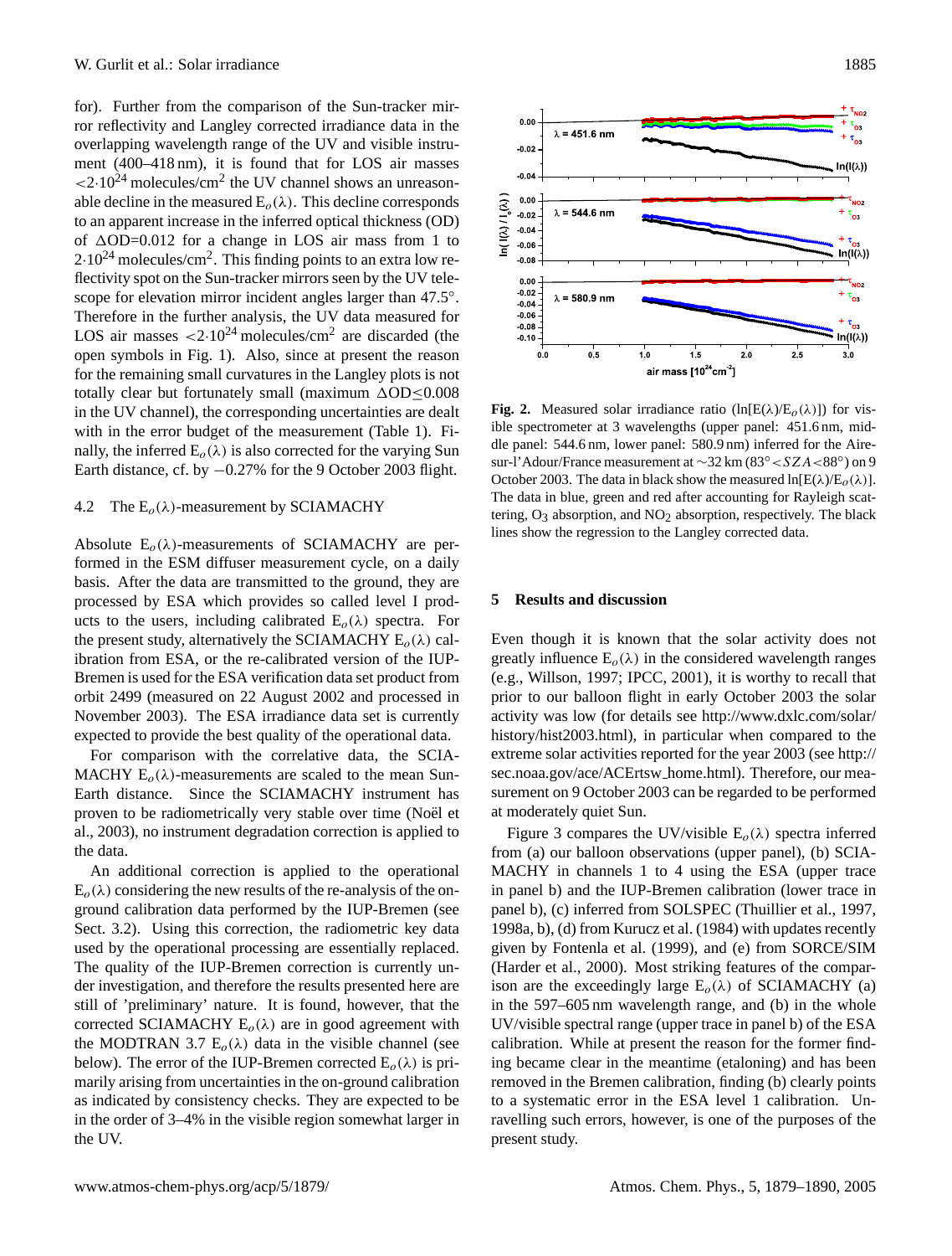for). Further from the comparison of the Sun-tracker mirror reflectivity and Langley corrected irradiance data in the overlapping wavelength range of the UV and visible instrument (400–418 nm), it is found that for LOS air masses $<2\cdot10^{24}$ molecules/cm$^2$ the UV channel shows an unreasonable decline in the measured $E_o(\lambda)$. This decline corresponds to an apparent increase in the inferred optical thickness (OD) of $\Delta$OD=0.012 for a change in LOS air mass from 1 to $2\cdot10^{24}$ molecules/cm$^2$. This finding points to an extra low reflectivity spot on the Sun-tracker mirrors seen by the UV telescope for elevation mirror incident angles larger than 47.5°. Therefore in the further analysis, the UV data measured for LOS air masses $<2\cdot10^{24}$ molecules/cm$^2$ are discarded (the open symbols in Fig. 1). Also, since at present the reason for the remaining small curvatures in the Langley plots is not totally clear but fortunately small (maximum $\Delta$OD$\leq$0.008 in the UV channel), the corresponding uncertainties are dealt with in the error budget of the measurement (Table 1). Finally, the inferred $E_o(\lambda)$ is also corrected for the varying Sun Earth distance, cf. by −0.27% for the 9 October 2003 flight.

### 4.2 The $E_o(\lambda)$-measurement by SCIAMACHY

Absolute $E_o(\lambda)$-measurements of SCIAMACHY are performed in the ESM diffuser measurement cycle, on a daily basis. After the data are transmitted to the ground, they are processed by ESA which provides so called level I products to the users, including calibrated $E_o(\lambda)$ spectra. For the present study, alternatively the SCIAMACHY $E_o(\lambda)$ calibration from ESA, or the re-calibrated version of the IUP-Bremen is used for the ESA verification data set product from orbit 2499 (measured on 22 August 2002 and processed in November 2003). The ESA irradiance data set is currently expected to provide the best quality of the operational data.

For comparison with the correlative data, the SCIAMACHY $E_o(\lambda)$-measurements are scaled to the mean Sun-Earth distance. Since the SCIAMACHY instrument has proven to be radiometrically very stable over time (Noël et al., 2003), no instrument degradation correction is applied to the data.

An additional correction is applied to the operational $E_o(\lambda)$ considering the new results of the re-analysis of the on-ground calibration data performed by the IUP-Bremen (see Sect. 3.2). Using this correction, the radiometric key data used by the operational processing are essentially replaced. The quality of the IUP-Bremen correction is currently under investigation, and therefore the results presented here are still of 'preliminary' nature. It is found, however, that the corrected SCIAMACHY $E_o(\lambda)$ are in good agreement with the MODTRAN 3.7 $E_o(\lambda)$ data in the visible channel (see below). The error of the IUP-Bremen corrected $E_o(\lambda)$ is primarily arising from uncertainties in the on-ground calibration as indicated by consistency checks. They are expected to be in the order of 3–4% in the visible region somewhat larger in the UV.

**Fig. 2.** Measured solar irradiance ratio ($\ln[E(\lambda)/E_o(\lambda)]$) for visible spectrometer at 3 wavelengths (upper panel: 451.6 nm, middle panel: 544.6 nm, lower panel: 580.9 nm) inferred for the Aire-sur-l'Adour/France measurement at ~32 km (83°$<SZA<$88°) on 9 October 2003. The data in black show the measured $\ln[E(\lambda)/E_o(\lambda)]$. The data in blue, green and red after accounting for Rayleigh scattering, $O_3$ absorption, and $NO_2$ absorption, respectively. The black lines show the regression to the Langley corrected data.

## 5 Results and discussion

Even though it is known that the solar activity does not greatly influence $E_o(\lambda)$ in the considered wavelength ranges (e.g., Willson, 1997; IPCC, 2001), it is worthy to recall that prior to our balloon flight in early October 2003 the solar activity was low (for details see http://www.dxlc.com/solar/history/hist2003.html), in particular when compared to the extreme solar activities reported for the year 2003 (see http://sec.noaa.gov/ace/ACErtsw_home.html). Therefore, our measurement on 9 October 2003 can be regarded to be performed at moderately quiet Sun.

Figure 3 compares the UV/visible $E_o(\lambda)$ spectra inferred from (a) our balloon observations (upper panel), (b) SCIAMACHY in channels 1 to 4 using the ESA (upper trace in panel b) and the IUP-Bremen calibration (lower trace in panel b), (c) inferred from SOLSPEC (Thuillier et al., 1997, 1998a, b), (d) from Kurucz et al. (1984) with updates recently given by Fontenla et al. (1999), and (e) from SORCE/SIM (Harder et al., 2000). Most striking features of the comparison are the exceedingly large $E_o(\lambda)$ of SCIAMACHY (a) in the 597–605 nm wavelength range, and (b) in the whole UV/visible spectral range (upper trace in panel b) of the ESA calibration. While at present the reason for the former finding became clear in the meantime (etaloning) and has been removed in the Bremen calibration, finding (b) clearly points to a systematic error in the ESA level 1 calibration. Unravelling such errors, however, is one of the purposes of the present study.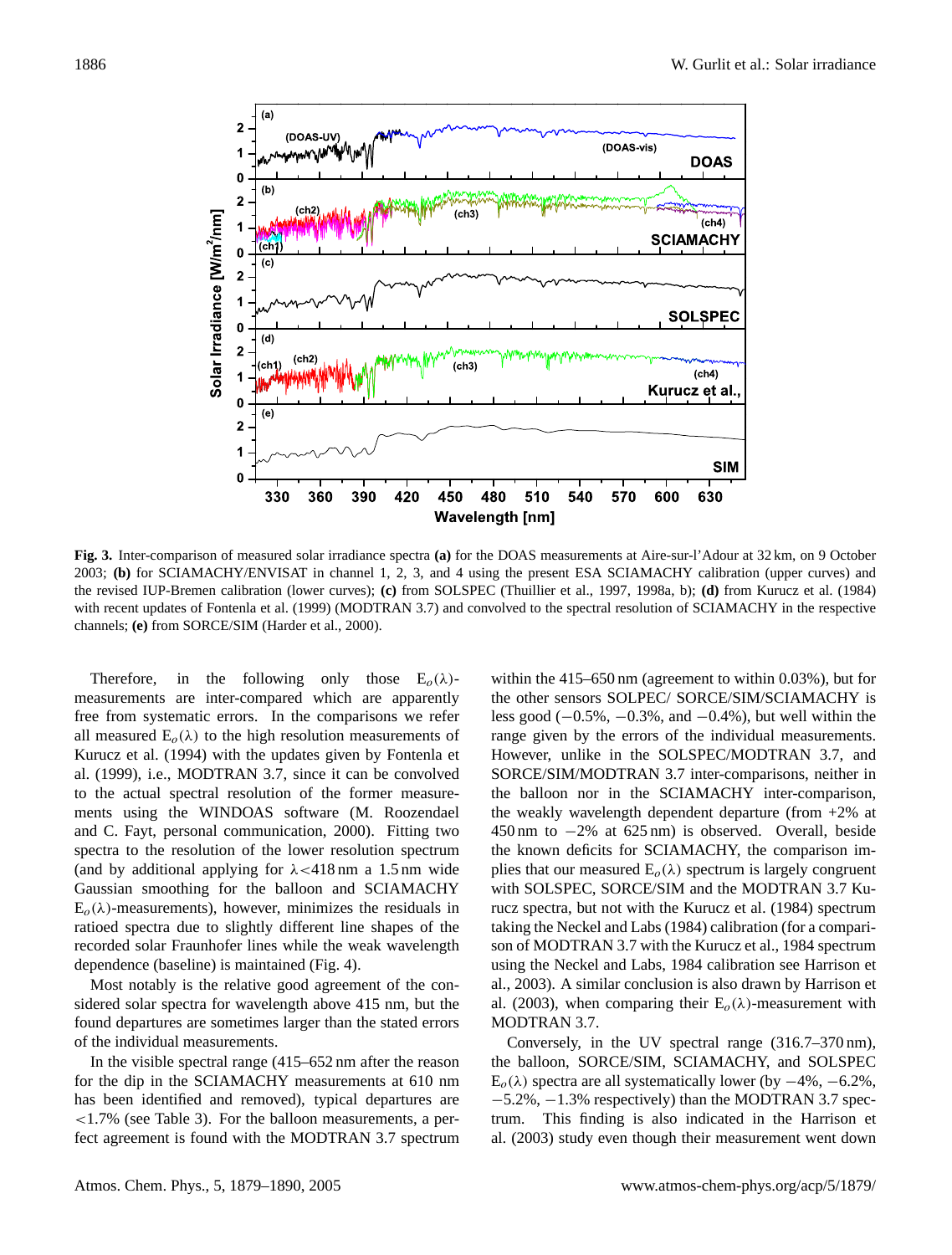**Fig. 3.** Inter-comparison of measured solar irradiance spectra **(a)** for the DOAS measurements at Aire-sur-l'Adour at 32 km, on 9 October 2003; **(b)** for SCIAMACHY/ENVISAT in channel 1, 2, 3, and 4 using the present ESA SCIAMACHY calibration (upper curves) and the revised IUP-Bremen calibration (lower curves); **(c)** from SOLSPEC (Thuillier et al., 1997, 1998a, b); **(d)** from Kurucz et al. (1984) with recent updates of Fontenla et al. (1999) (MODTRAN 3.7) and convolved to the spectral resolution of SCIAMACHY in the respective channels; **(e)** from SORCE/SIM (Harder et al., 2000).

Therefore, in the following only those $E_o(\lambda)$-measurements are inter-compared which are apparently free from systematic errors. In the comparisons we refer all measured $E_o(\lambda)$ to the high resolution measurements of Kurucz et al. (1994) with the updates given by Fontenla et al. (1999), i.e., MODTRAN 3.7, since it can be convolved to the actual spectral resolution of the former measurements using the WINDOAS software (M. Roozendael and C. Fayt, personal communication, 2000). Fitting two spectra to the resolution of the lower resolution spectrum (and by additional applying for $\lambda$<418 nm a 1.5 nm wide Gaussian smoothing for the balloon and SCIAMACHY $E_o(\lambda)$-measurements), however, minimizes the residuals in ratioed spectra due to slightly different line shapes of the recorded solar Fraunhofer lines while the weak wavelength dependence (baseline) is maintained (Fig. 4).

Most notably is the relative good agreement of the considered solar spectra for wavelength above 415 nm, but the found departures are sometimes larger than the stated errors of the individual measurements.

In the visible spectral range (415–652 nm after the reason for the dip in the SCIAMACHY measurements at 610 nm has been identified and removed), typical departures are <1.7% (see Table 3). For the balloon measurements, a perfect agreement is found with the MODTRAN 3.7 spectrum within the 415–650 nm (agreement to within 0.03%), but for the other sensors SOLPEC/ SORCE/SIM/SCIAMACHY is less good (−0.5%, −0.3%, and −0.4%), but well within the range given by the errors of the individual measurements. However, unlike in the SOLSPEC/MODTRAN 3.7, and SORCE/SIM/MODTRAN 3.7 inter-comparisons, neither in the balloon nor in the SCIAMACHY inter-comparison, the weakly wavelength dependent departure (from +2% at 450 nm to −2% at 625 nm) is observed. Overall, beside the known deficits for SCIAMACHY, the comparison implies that our measured $E_o(\lambda)$ spectrum is largely congruent with SOLSPEC, SORCE/SIM and the MODTRAN 3.7 Kurucz spectra, but not with the Kurucz et al. (1984) spectrum taking the Neckel and Labs (1984) calibration (for a comparison of MODTRAN 3.7 with the Kurucz et al., 1984 spectrum using the Neckel and Labs, 1984 calibration see Harrison et al., 2003). A similar conclusion is also drawn by Harrison et al. (2003), when comparing their $E_o(\lambda)$-measurement with MODTRAN 3.7.

Conversely, in the UV spectral range (316.7–370 nm), the balloon, SORCE/SIM, SCIAMACHY, and SOLSPEC $E_o(\lambda)$ spectra are all systematically lower (by −4%, −6.2%, −5.2%, −1.3% respectively) than the MODTRAN 3.7 spectrum. This finding is also indicated in the Harrison et al. (2003) study even though their measurement went down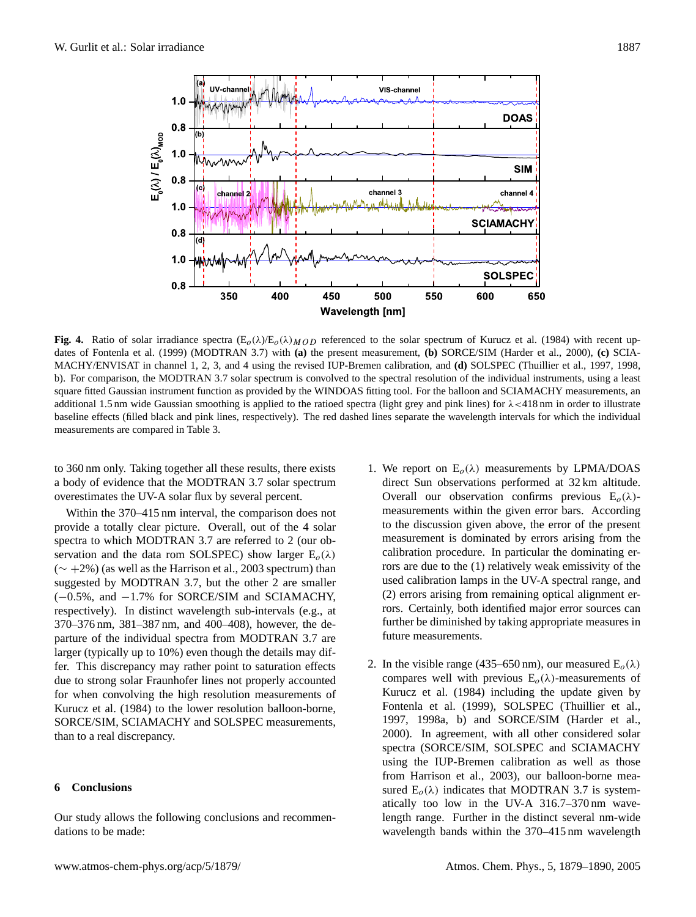**Fig. 4.** Ratio of solar irradiance spectra ($E_o(\lambda)/E_o(\lambda)_{MOD}$ referenced to the solar spectrum of Kurucz et al. (1984) with recent updates of Fontenla et al. (1999) (MODTRAN 3.7) with **(a)** the present measurement, **(b)** SORCE/SIM (Harder et al., 2000), **(c)** SCIAMACHY/ENVISAT in channel 1, 2, 3, and 4 using the revised IUP-Bremen calibration, and **(d)** SOLSPEC (Thuillier et al., 1997, 1998, b). For comparison, the MODTRAN 3.7 solar spectrum is convolved to the spectral resolution of the individual instruments, using a least square fitted Gaussian instrument function as provided by the WINDOAS fitting tool. For the balloon and SCIAMACHY measurements, an additional 1.5 nm wide Gaussian smoothing is applied to the ratioed spectra (light grey and pink lines) for $\lambda$<418 nm in order to illustrate baseline effects (filled black and pink lines, respectively). The red dashed lines separate the wavelength intervals for which the individual measurements are compared in Table 3.

to 360 nm only. Taking together all these results, there exists a body of evidence that the MODTRAN 3.7 solar spectrum overestimates the UV-A solar flux by several percent.

Within the 370–415 nm interval, the comparison does not provide a totally clear picture. Overall, out of the 4 solar spectra to which MODTRAN 3.7 are referred to 2 (our observation and the data rom SOLSPEC) show larger $E_o(\lambda)$ ($\sim +2\%$) (as well as the Harrison et al., 2003 spectrum) than suggested by MODTRAN 3.7, but the other 2 are smaller ($-0.5\%$, and $-1.7\%$ for SORCE/SIM and SCIAMACHY, respectively). In distinct wavelength sub-intervals (e.g., at 370–376 nm, 381–387 nm, and 400–408), however, the departure of the individual spectra from MODTRAN 3.7 are larger (typically up to 10%) even though the details may differ. This discrepancy may rather point to saturation effects due to strong solar Fraunhofer lines not properly accounted for when convolving the high resolution measurements of Kurucz et al. (1984) to the lower resolution balloon-borne, SORCE/SIM, SCIAMACHY and SOLSPEC measurements, than to a real discrepancy.

## 6 Conclusions

Our study allows the following conclusions and recommendations to be made:

1. We report on $E_o(\lambda)$ measurements by LPMA/DOAS direct Sun observations performed at 32 km altitude. Overall our observation confirms previous $E_o(\lambda)$-measurements within the given error bars. According to the discussion given above, the error of the present measurement is dominated by errors arising from the calibration procedure. In particular the dominating errors are due to the (1) relatively weak emissivity of the used calibration lamps in the UV-A spectral range, and (2) errors arising from remaining optical alignment errors. Certainly, both identified major error sources can further be diminished by taking appropriate measures in future measurements.

2. In the visible range (435–650 nm), our measured $E_o(\lambda)$ compares well with previous $E_o(\lambda)$-measurements of Kurucz et al. (1984) including the update given by Fontenla et al. (1999), SOLSPEC (Thuillier et al., 1997, 1998a, b) and SORCE/SIM (Harder et al., 2000). In agreement, with all other considered solar spectra (SORCE/SIM, SOLSPEC and SCIAMACHY using the IUP-Bremen calibration as well as those from Harrison et al., 2003), our balloon-borne measured $E_o(\lambda)$ indicates that MODTRAN 3.7 is systematically too low in the UV-A 316.7–370 nm wavelength range. Further in the distinct several nm-wide wavelength bands within the 370–415 nm wavelength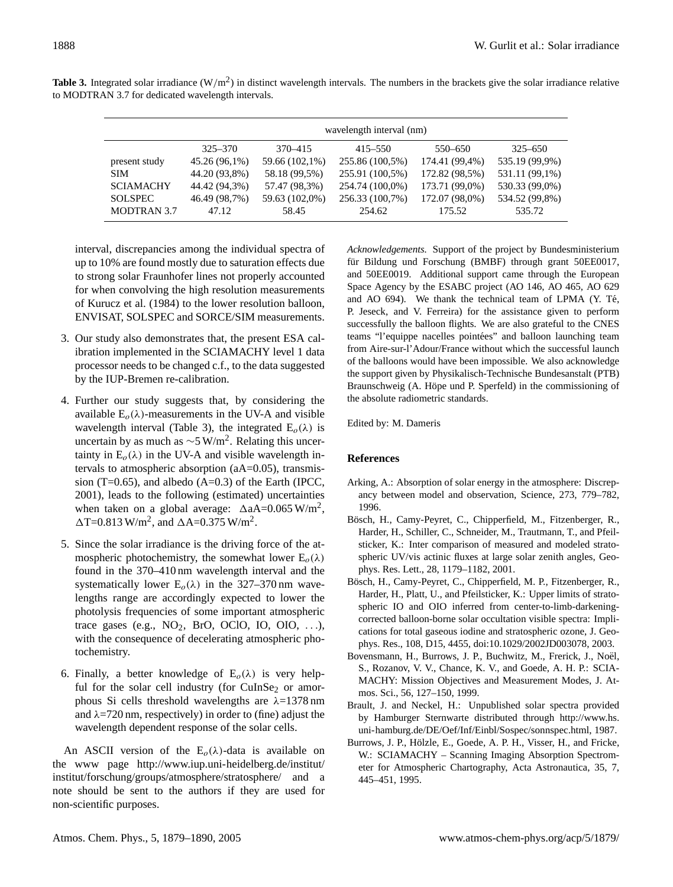**Table 3.** Integrated solar irradiance (W/m$^2$) in distinct wavelength intervals. The numbers in the brackets give the solar irradiance relative to MODTRAN 3.7 for dedicated wavelength intervals.

| | wavelength interval (nm) | | | | |
|---|---|---|---|---|---|
| | 325–370 | 370–415 | 415–550 | 550–650 | 325–650 |
| present study | 45.26 (96,1%) | 59.66 (102,1%) | 255.86 (100,5%) | 174.41 (99,4%) | 535.19 (99,9%) |
| SIM | 44.20 (93,8%) | 58.18 (99,5%) | 255.91 (100,5%) | 172.82 (98,5%) | 531.11 (99,1%) |
| SCIAMACHY | 44.42 (94,3%) | 57.47 (98,3%) | 254.74 (100,0%) | 173.71 (99,0%) | 530.33 (99,0%) |
| SOLSPEC | 46.49 (98,7%) | 59.63 (102,0%) | 256.33 (100,7%) | 172.07 (98,0%) | 534.52 (99,8%) |
| MODTRAN 3.7 | 47.12 | 58.45 | 254.62 | 175.52 | 535.72 |

interval, discrepancies among the individual spectra of up to 10% are found mostly due to saturation effects due to strong solar Fraunhofer lines not properly accounted for when convolving the high resolution measurements of Kurucz et al. (1984) to the lower resolution balloon, ENVISAT, SOLSPEC and SORCE/SIM measurements.

3. Our study also demonstrates that, the present ESA calibration implemented in the SCIAMACHY level 1 data processor needs to be changed c.f., to the data suggested by the IUP-Bremen re-calibration.

4. Further our study suggests that, by considering the available $E_o(\lambda)$-measurements in the UV-A and visible wavelength interval (Table 3), the integrated $E_o(\lambda)$ is uncertain by as much as $\sim$5 W/m$^2$. Relating this uncertainty in $E_o(\lambda)$ in the UV-A and visible wavelength intervals to atmospheric absorption (aA=0.05), transmission (T=0.65), and albedo (A=0.3) of the Earth (IPCC, 2001), leads to the following (estimated) uncertainties when taken on a global average: $\Delta$aA=0.065 W/m$^2$, $\Delta$T=0.813 W/m$^2$, and $\Delta$A=0.375 W/m$^2$.

5. Since the solar irradiance is the driving force of the atmospheric photochemistry, the somewhat lower $E_o(\lambda)$ found in the 370–410 nm wavelength interval and the systematically lower $E_o(\lambda)$ in the 327–370 nm wavelengths range are accordingly expected to lower the photolysis frequencies of some important atmospheric trace gases (e.g., $NO_2$, BrO, OClO, IO, OIO, ...), with the consequence of decelerating atmospheric photochemistry.

6. Finally, a better knowledge of $E_o(\lambda)$ is very helpful for the solar cell industry (for $CuInSe_2$ or amorphous Si cells threshold wavelengths are $\lambda$=1378 nm and $\lambda$=720 nm, respectively) in order to (fine) adjust the wavelength dependent response of the solar cells.

An ASCII version of the $E_o(\lambda)$-data is available on the www page http://www.iup.uni-heidelberg.de/institut/institut/forschung/groups/atmosphere/stratosphere/ and a note should be sent to the authors if they are used for non-scientific purposes.

*Acknowledgements.* Support of the project by Bundesministerium für Bildung und Forschung (BMBF) through grant 50EE0017, and 50EE0019. Additional support came through the European Space Agency by the ESABC project (AO 146, AO 465, AO 629 and AO 694). We thank the technical team of LPMA (Y. Té, P. Jeseck, and V. Ferreira) for the assistance given to perform successfully the balloon flights. We are also grateful to the CNES teams "l'equippe nacelles pointées" and balloon launching team from Aire-sur-l'Adour/France without which the successful launch of the balloons would have been impossible. We also acknowledge the support given by Physikalisch-Technische Bundesanstalt (PTB) Braunschweig (A. Höpe und P. Sperfeld) in the commissioning of the absolute radiometric standards.

Edited by: M. Dameris

## References

Arking, A.: Absorption of solar energy in the atmosphere: Discrepancy between model and observation, Science, 273, 779–782, 1996.

Bösch, H., Camy-Peyret, C., Chipperfield, M., Fitzenberger, R., Harder, H., Schiller, C., Schneider, M., Trautmann, T., and Pfeilsticker, K.: Inter comparison of measured and modeled stratospheric UV/vis actinic fluxes at large solar zenith angles, Geophys. Res. Lett., 28, 1179–1182, 2001.

Bösch, H., Camy-Peyret, C., Chipperfield, M. P., Fitzenberger, R., Harder, H., Platt, U., and Pfeilsticker, K.: Upper limits of stratospheric IO and OIO inferred from center-to-limb-darkening-corrected balloon-borne solar occultation visible spectra: Implications for total gaseous iodine and stratospheric ozone, J. Geophys. Res., 108, D15, 4455, doi:10.1029/2002JD003078, 2003.

Bovensmann, H., Burrows, J. P., Buchwitz, M., Frerick, J., Noël, S., Rozanov, V. V., Chance, K. V., and Goede, A. H. P.: SCIAMACHY: Mission Objectives and Measurement Modes, J. Atmos. Sci., 56, 127–150, 1999.

Brault, J. and Neckel, H.: Unpublished solar spectra provided by Hamburger Sternwarte distributed through http://www.hs.uni-hamburg.de/DE/Oef/Inf/Einbl/Sospec/sonnspec.html, 1987.

Burrows, J. P., Hölzle, E., Goede, A. P. H., Visser, H., and Fricke, W.: SCIAMACHY – Scanning Imaging Absorption Spectrometer for Atmospheric Chartography, Acta Astronautica, 35, 7, 445–451, 1995.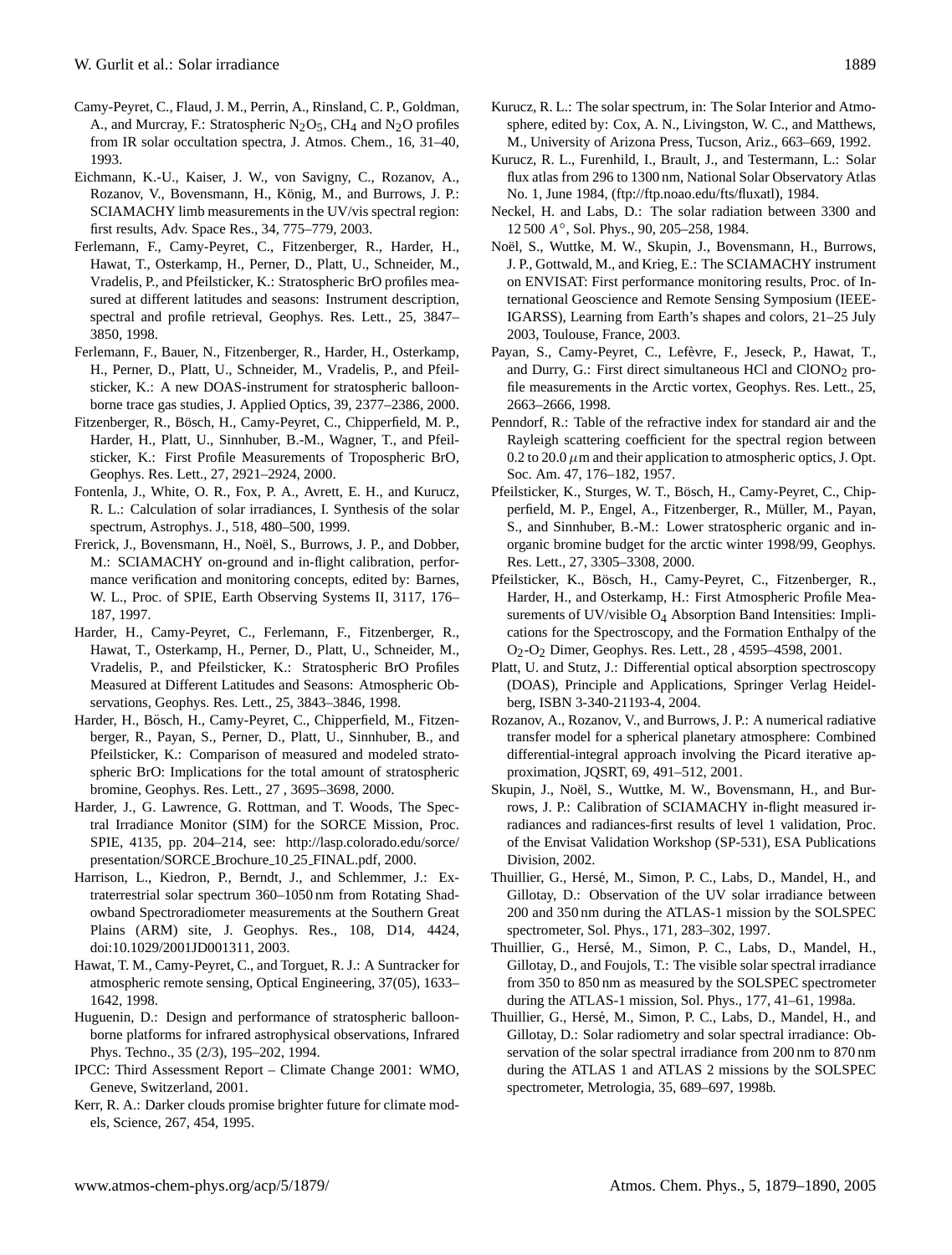Camy-Peyret, C., Flaud, J. M., Perrin, A., Rinsland, C. P., Goldman, A., and Murcray, F.: Stratospheric $N_2O_5$, $CH_4$ and $N_2O$ profiles from IR solar occultation spectra, J. Atmos. Chem., 16, 31–40, 1993.

Eichmann, K.-U., Kaiser, J. W., von Savigny, C., Rozanov, A., Rozanov, V., Bovensmann, H., König, M., and Burrows, J. P.: SCIAMACHY limb measurements in the UV/vis spectral region: first results, Adv. Space Res., 34, 775–779, 2003.

Ferlemann, F., Camy-Peyret, C., Fitzenberger, R., Harder, H., Hawat, T., Osterkamp, H., Perner, D., Platt, U., Schneider, M., Vradelis, P., and Pfeilsticker, K.: Stratospheric BrO profiles measured at different latitudes and seasons: Instrument description, spectral and profile retrieval, Geophys. Res. Lett., 25, 3847–3850, 1998.

Ferlemann, F., Bauer, N., Fitzenberger, R., Harder, H., Osterkamp, H., Perner, D., Platt, U., Schneider, M., Vradelis, P., and Pfeilsticker, K.: A new DOAS-instrument for stratospheric balloonborne trace gas studies, J. Applied Optics, 39, 2377–2386, 2000.

Fitzenberger, R., Bösch, H., Camy-Peyret, C., Chipperfield, M. P., Harder, H., Platt, U., Sinnhuber, B.-M., Wagner, T., and Pfeilsticker, K.: First Profile Measurements of Tropospheric BrO, Geophys. Res. Lett., 27, 2921–2924, 2000.

Fontenla, J., White, O. R., Fox, P. A., Avrett, E. H., and Kurucz, R. L.: Calculation of solar irradiances, I. Synthesis of the solar spectrum, Astrophys. J., 518, 480–500, 1999.

Frerick, J., Bovensmann, H., Noël, S., Burrows, J. P., and Dobber, M.: SCIAMACHY on-ground and in-flight calibration, performance verification and monitoring concepts, edited by: Barnes, W. L., Proc. of SPIE, Earth Observing Systems II, 3117, 176–187, 1997.

Harder, H., Camy-Peyret, C., Ferlemann, F., Fitzenberger, R., Hawat, T., Osterkamp, H., Perner, D., Platt, U., Schneider, M., Vradelis, P., and Pfeilsticker, K.: Stratospheric BrO Profiles Measured at Different Latitudes and Seasons: Atmospheric Observations, Geophys. Res. Lett., 25, 3843–3846, 1998.

Harder, H., Bösch, H., Camy-Peyret, C., Chipperfield, M., Fitzenberger, R., Payan, S., Perner, D., Platt, U., Sinnhuber, B., and Pfeilsticker, K.: Comparison of measured and modeled stratospheric BrO: Implications for the total amount of stratospheric bromine, Geophys. Res. Lett., 27 , 3695–3698, 2000.

Harder, J., G. Lawrence, G. Rottman, and T. Woods, The Spectral Irradiance Monitor (SIM) for the SORCE Mission, Proc. SPIE, 4135, pp. 204–214, see: http://lasp.colorado.edu/sorce/presentation/SORCE_Brochure_10_25_FINAL.pdf, 2000.

Harrison, L., Kiedron, P., Berndt, J., and Schlemmer, J.: Extraterrestrial solar spectrum 360–1050 nm from Rotating Shadowband Spectroradiometer measurements at the Southern Great Plains (ARM) site, J. Geophys. Res., 108, D14, 4424, doi:10.1029/2001JD001311, 2003.

Hawat, T. M., Camy-Peyret, C., and Torguet, R. J.: A Suntracker for atmospheric remote sensing, Optical Engineering, 37(05), 1633–1642, 1998.

Huguenin, D.: Design and performance of stratospheric balloonborne platforms for infrared astrophysical observations, Infrared Phys. Techno., 35 (2/3), 195–202, 1994.

IPCC: Third Assessment Report – Climate Change 2001: WMO, Geneve, Switzerland, 2001.

Kerr, R. A.: Darker clouds promise brighter future for climate models, Science, 267, 454, 1995.

Kurucz, R. L.: The solar spectrum, in: The Solar Interior and Atmosphere, edited by: Cox, A. N., Livingston, W. C., and Matthews, M., University of Arizona Press, Tucson, Ariz., 663–669, 1992.

Kurucz, R. L., Furenhild, I., Brault, J., and Testermann, L.: Solar flux atlas from 296 to 1300 nm, National Solar Observatory Atlas No. 1, June 1984, (ftp://ftp.noao.edu/fts/fluxatl), 1984.

Neckel, H. and Labs, D.: The solar radiation between 3300 and 12 500 $A^\circ$, Sol. Phys., 90, 205–258, 1984.

Noël, S., Wuttke, M. W., Skupin, J., Bovensmann, H., Burrows, J. P., Gottwald, M., and Krieg, E.: The SCIAMACHY instrument on ENVISAT: First performance monitoring results, Proc. of International Geoscience and Remote Sensing Symposium (IEEE-IGARSS), Learning from Earth's shapes and colors, 21–25 July 2003, Toulouse, France, 2003.

Payan, S., Camy-Peyret, C., Lefèvre, F., Jeseck, P., Hawat, T., and Durry, G.: First direct simultaneous HCl and $ClONO_2$ profile measurements in the Arctic vortex, Geophys. Res. Lett., 25, 2663–2666, 1998.

Penndorf, R.: Table of the refractive index for standard air and the Rayleigh scattering coefficient for the spectral region between 0.2 to 20.0 $\mu$m and their application to atmospheric optics, J. Opt. Soc. Am. 47, 176–182, 1957.

Pfeilsticker, K., Sturges, W. T., Bösch, H., Camy-Peyret, C., Chipperfield, M. P., Engel, A., Fitzenberger, R., Müller, M., Payan, S., and Sinnhuber, B.-M.: Lower stratospheric organic and inorganic bromine budget for the arctic winter 1998/99, Geophys. Res. Lett., 27, 3305–3308, 2000.

Pfeilsticker, K., Bösch, H., Camy-Peyret, C., Fitzenberger, R., Harder, H., and Osterkamp, H.: First Atmospheric Profile Measurements of UV/visible $O_4$ Absorption Band Intensities: Implications for the Spectroscopy, and the Formation Enthalpy of the $O_2$-$O_2$ Dimer, Geophys. Res. Lett., 28 , 4595–4598, 2001.

Platt, U. and Stutz, J.: Differential optical absorption spectroscopy (DOAS), Principle and Applications, Springer Verlag Heidelberg, ISBN 3-340-21193-4, 2004.

Rozanov, A., Rozanov, V., and Burrows, J. P.: A numerical radiative transfer model for a spherical planetary atmosphere: Combined differential-integral approach involving the Picard iterative approximation, JQSRT, 69, 491–512, 2001.

Skupin, J., Noël, S., Wuttke, M. W., Bovensmann, H., and Burrows, J. P.: Calibration of SCIAMACHY in-flight measured irradiances and radiances-first results of level 1 validation, Proc. of the Envisat Validation Workshop (SP-531), ESA Publications Division, 2002.

Thuillier, G., Hersé, M., Simon, P. C., Labs, D., Mandel, H., and Gillotay, D.: Observation of the UV solar irradiance between 200 and 350 nm during the ATLAS-1 mission by the SOLSPEC spectrometer, Sol. Phys., 171, 283–302, 1997.

Thuillier, G., Hersé, M., Simon, P. C., Labs, D., Mandel, H., Gillotay, D., and Foujols, T.: The visible solar spectral irradiance from 350 to 850 nm as measured by the SOLSPEC spectrometer during the ATLAS-1 mission, Sol. Phys., 177, 41–61, 1998a.

Thuillier, G., Hersé, M., Simon, P. C., Labs, D., Mandel, H., and Gillotay, D.: Solar radiometry and solar spectral irradiance: Observation of the solar spectral irradiance from 200 nm to 870 nm during the ATLAS 1 and ATLAS 2 missions by the SOLSPEC spectrometer, Metrologia, 35, 689–697, 1998b.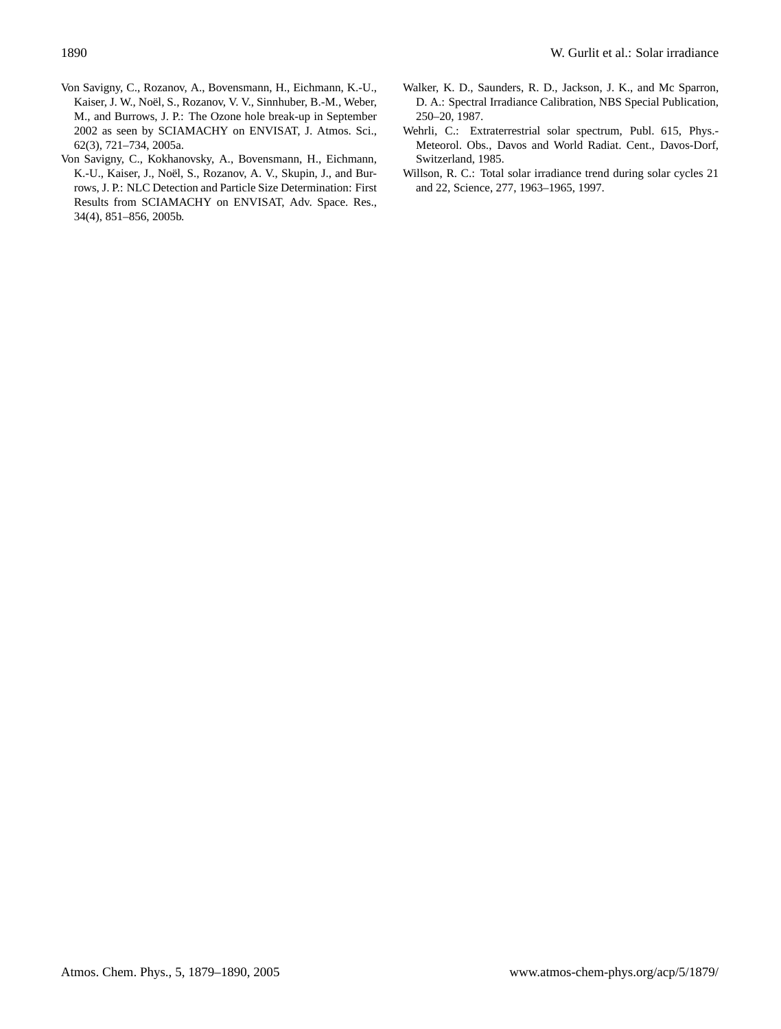Von Savigny, C., Rozanov, A., Bovensmann, H., Eichmann, K.-U., Kaiser, J. W., Noël, S., Rozanov, V. V., Sinnhuber, B.-M., Weber, M., and Burrows, J. P.: The Ozone hole break-up in September 2002 as seen by SCIAMACHY on ENVISAT, J. Atmos. Sci., 62(3), 721–734, 2005a.

Von Savigny, C., Kokhanovsky, A., Bovensmann, H., Eichmann, K.-U., Kaiser, J., Noël, S., Rozanov, A. V., Skupin, J., and Burrows, J. P.: NLC Detection and Particle Size Determination: First Results from SCIAMACHY on ENVISAT, Adv. Space. Res., 34(4), 851–856, 2005b.

Walker, K. D., Saunders, R. D., Jackson, J. K., and Mc Sparron, D. A.: Spectral Irradiance Calibration, NBS Special Publication, 250–20, 1987.

Wehrli, C.: Extraterrestrial solar spectrum, Publ. 615, Phys.-Meteorol. Obs., Davos and World Radiat. Cent., Davos-Dorf, Switzerland, 1985.

Willson, R. C.: Total solar irradiance trend during solar cycles 21 and 22, Science, 277, 1963–1965, 1997.